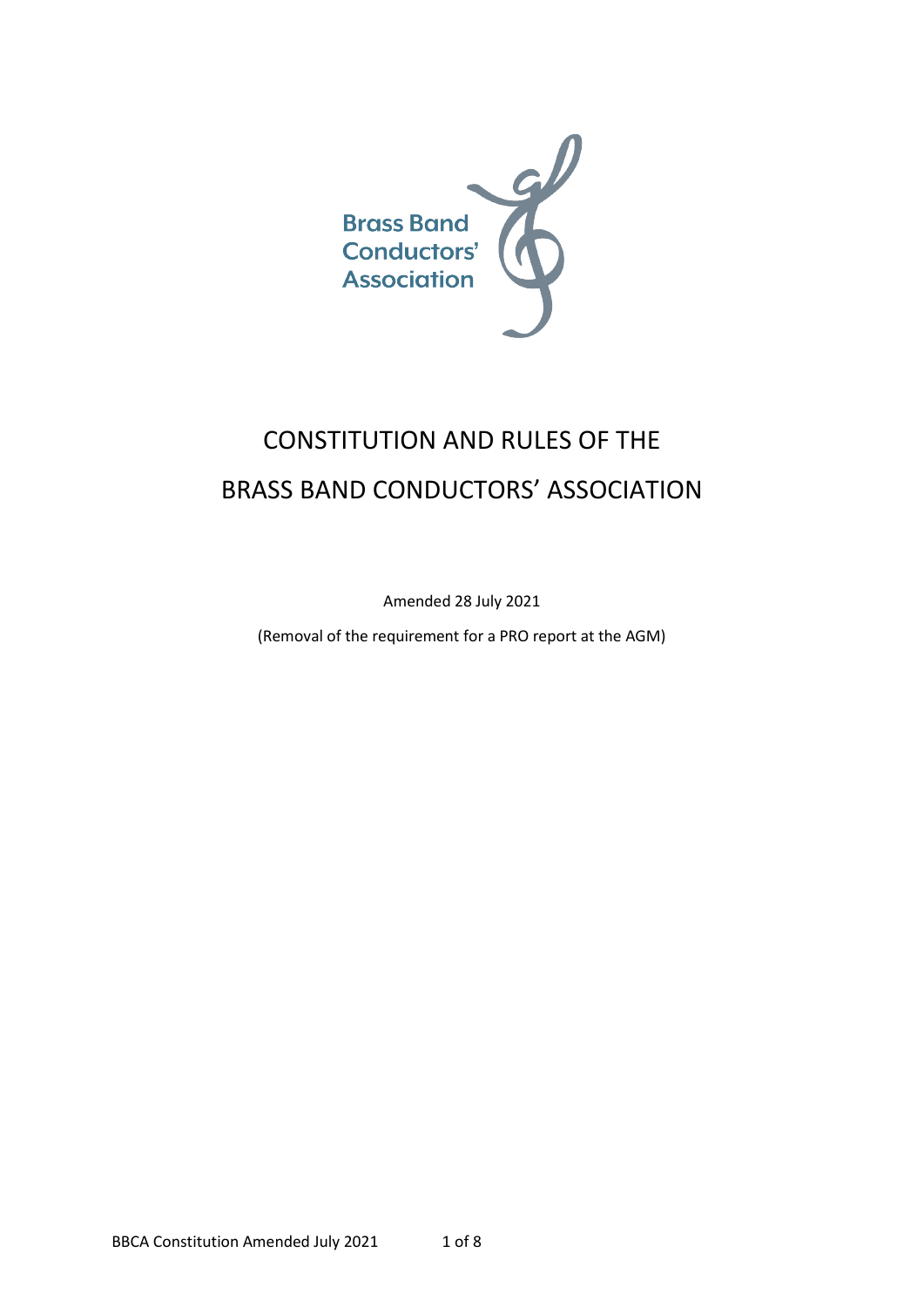Brass Band Conductors' Association

# CONSTITUTION AND RULES OF THE BRASS BAND CONDUCTORS' ASSOCIATION

Amended 28 July 2021

(Removal of the requirement for a PRO report at the AGM)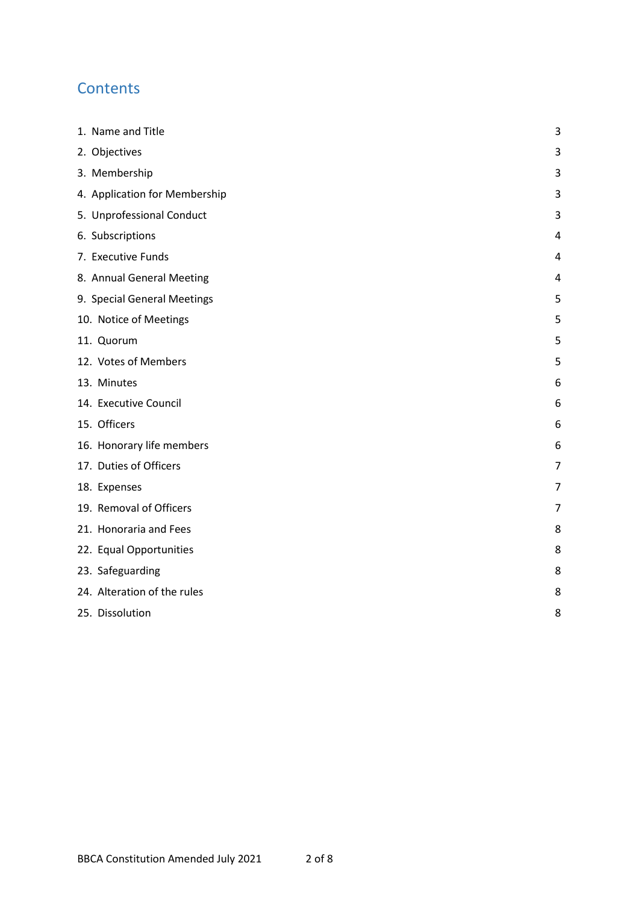## Contents

| | |
|---|---|
| 1. Name and Title | 3 |
| 2. Objectives | 3 |
| 3. Membership | 3 |
| 4. Application for Membership | 3 |
| 5. Unprofessional Conduct | 3 |
| 6. Subscriptions | 4 |
| 7. Executive Funds | 4 |
| 8. Annual General Meeting | 4 |
| 9. Special General Meetings | 5 |
| 10. Notice of Meetings | 5 |
| 11. Quorum | 5 |
| 12. Votes of Members | 5 |
| 13. Minutes | 6 |
| 14. Executive Council | 6 |
| 15. Officers | 6 |
| 16. Honorary life members | 6 |
| 17. Duties of Officers | 7 |
| 18. Expenses | 7 |
| 19. Removal of Officers | 7 |
| 21. Honoraria and Fees | 8 |
| 22. Equal Opportunities | 8 |
| 23. Safeguarding | 8 |
| 24. Alteration of the rules | 8 |
| 25. Dissolution | 8 |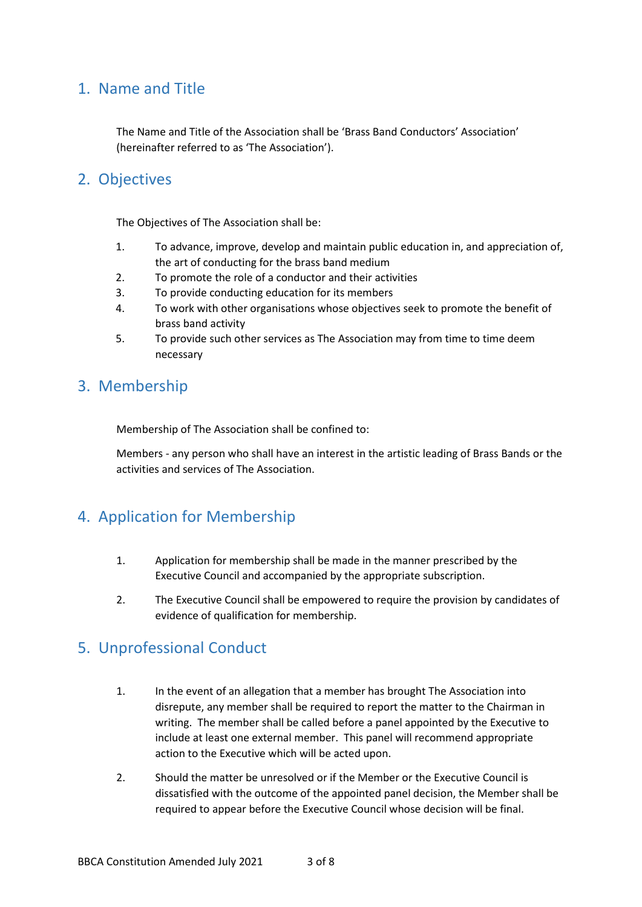## 1. Name and Title

The Name and Title of the Association shall be 'Brass Band Conductors' Association' (hereinafter referred to as 'The Association').

## 2. Objectives

The Objectives of The Association shall be:

1. To advance, improve, develop and maintain public education in, and appreciation of, the art of conducting for the brass band medium
2. To promote the role of a conductor and their activities
3. To provide conducting education for its members
4. To work with other organisations whose objectives seek to promote the benefit of brass band activity
5. To provide such other services as The Association may from time to time deem necessary

## 3. Membership

Membership of The Association shall be confined to:

Members - any person who shall have an interest in the artistic leading of Brass Bands or the activities and services of The Association.

## 4. Application for Membership

1. Application for membership shall be made in the manner prescribed by the Executive Council and accompanied by the appropriate subscription.

2. The Executive Council shall be empowered to require the provision by candidates of evidence of qualification for membership.

## 5. Unprofessional Conduct

1. In the event of an allegation that a member has brought The Association into disrepute, any member shall be required to report the matter to the Chairman in writing. The member shall be called before a panel appointed by the Executive to include at least one external member. This panel will recommend appropriate action to the Executive which will be acted upon.

2. Should the matter be unresolved or if the Member or the Executive Council is dissatisfied with the outcome of the appointed panel decision, the Member shall be required to appear before the Executive Council whose decision will be final.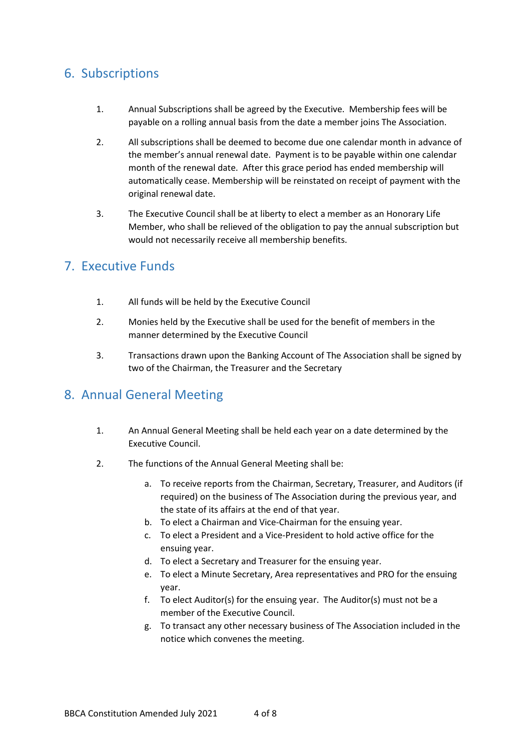## 6. Subscriptions

1. Annual Subscriptions shall be agreed by the Executive. Membership fees will be payable on a rolling annual basis from the date a member joins The Association.

2. All subscriptions shall be deemed to become due one calendar month in advance of the member's annual renewal date. Payment is to be payable within one calendar month of the renewal date. After this grace period has ended membership will automatically cease. Membership will be reinstated on receipt of payment with the original renewal date.

3. The Executive Council shall be at liberty to elect a member as an Honorary Life Member, who shall be relieved of the obligation to pay the annual subscription but would not necessarily receive all membership benefits.

## 7. Executive Funds

1. All funds will be held by the Executive Council

2. Monies held by the Executive shall be used for the benefit of members in the manner determined by the Executive Council

3. Transactions drawn upon the Banking Account of The Association shall be signed by two of the Chairman, the Treasurer and the Secretary

## 8. Annual General Meeting

1. An Annual General Meeting shall be held each year on a date determined by the Executive Council.

2. The functions of the Annual General Meeting shall be:

    a. To receive reports from the Chairman, Secretary, Treasurer, and Auditors (if required) on the business of The Association during the previous year, and the state of its affairs at the end of that year.
    b. To elect a Chairman and Vice-Chairman for the ensuing year.
    c. To elect a President and a Vice-President to hold active office for the ensuing year.
    d. To elect a Secretary and Treasurer for the ensuing year.
    e. To elect a Minute Secretary, Area representatives and PRO for the ensuing year.
    f. To elect Auditor(s) for the ensuing year. The Auditor(s) must not be a member of the Executive Council.
    g. To transact any other necessary business of The Association included in the notice which convenes the meeting.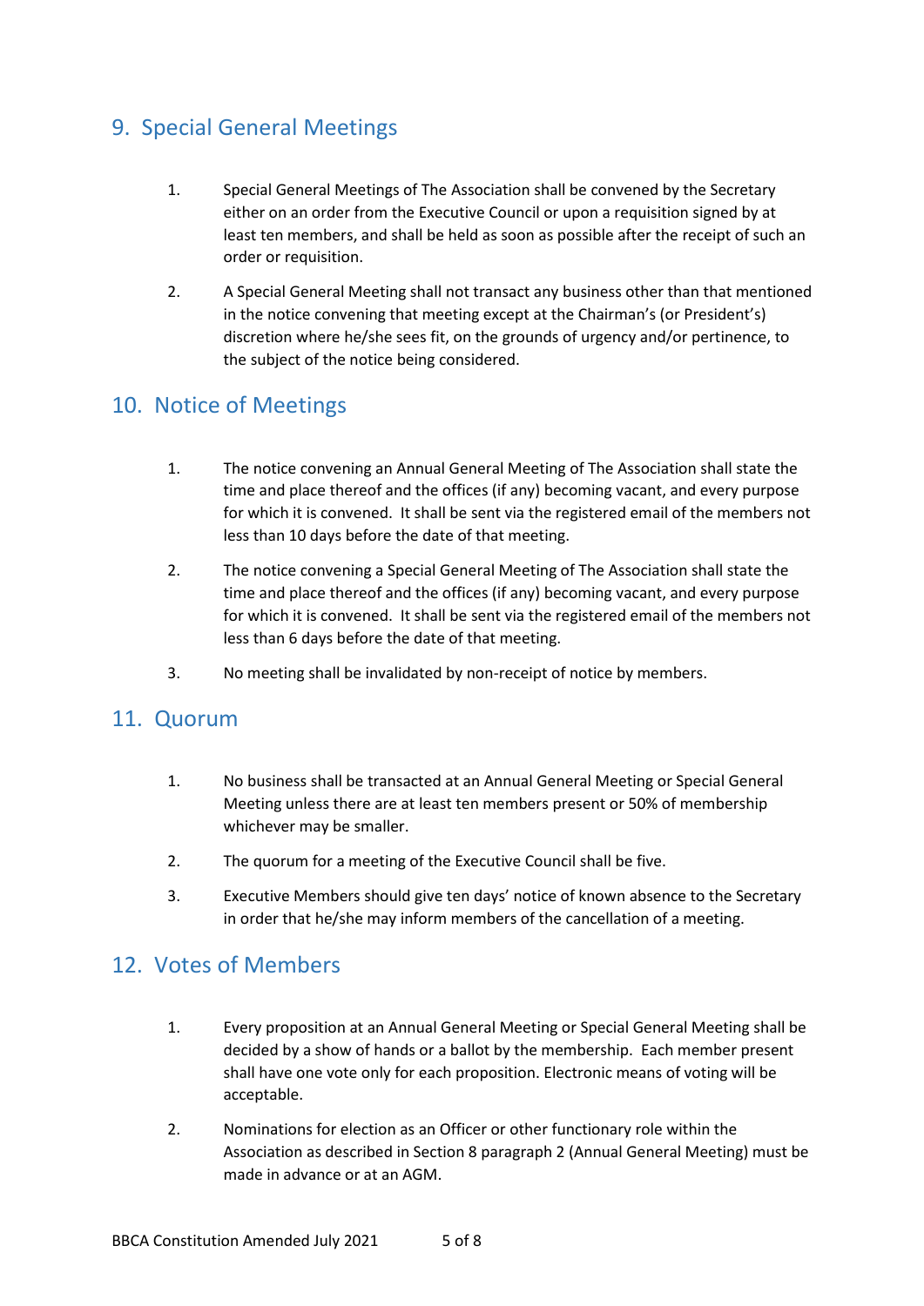## 9. Special General Meetings

1. Special General Meetings of The Association shall be convened by the Secretary either on an order from the Executive Council or upon a requisition signed by at least ten members, and shall be held as soon as possible after the receipt of such an order or requisition.

2. A Special General Meeting shall not transact any business other than that mentioned in the notice convening that meeting except at the Chairman's (or President's) discretion where he/she sees fit, on the grounds of urgency and/or pertinence, to the subject of the notice being considered.

## 10. Notice of Meetings

1. The notice convening an Annual General Meeting of The Association shall state the time and place thereof and the offices (if any) becoming vacant, and every purpose for which it is convened. It shall be sent via the registered email of the members not less than 10 days before the date of that meeting.

2. The notice convening a Special General Meeting of The Association shall state the time and place thereof and the offices (if any) becoming vacant, and every purpose for which it is convened. It shall be sent via the registered email of the members not less than 6 days before the date of that meeting.

3. No meeting shall be invalidated by non-receipt of notice by members.

## 11. Quorum

1. No business shall be transacted at an Annual General Meeting or Special General Meeting unless there are at least ten members present or 50% of membership whichever may be smaller.

2. The quorum for a meeting of the Executive Council shall be five.

3. Executive Members should give ten days' notice of known absence to the Secretary in order that he/she may inform members of the cancellation of a meeting.

## 12. Votes of Members

1. Every proposition at an Annual General Meeting or Special General Meeting shall be decided by a show of hands or a ballot by the membership. Each member present shall have one vote only for each proposition. Electronic means of voting will be acceptable.

2. Nominations for election as an Officer or other functionary role within the Association as described in Section 8 paragraph 2 (Annual General Meeting) must be made in advance or at an AGM.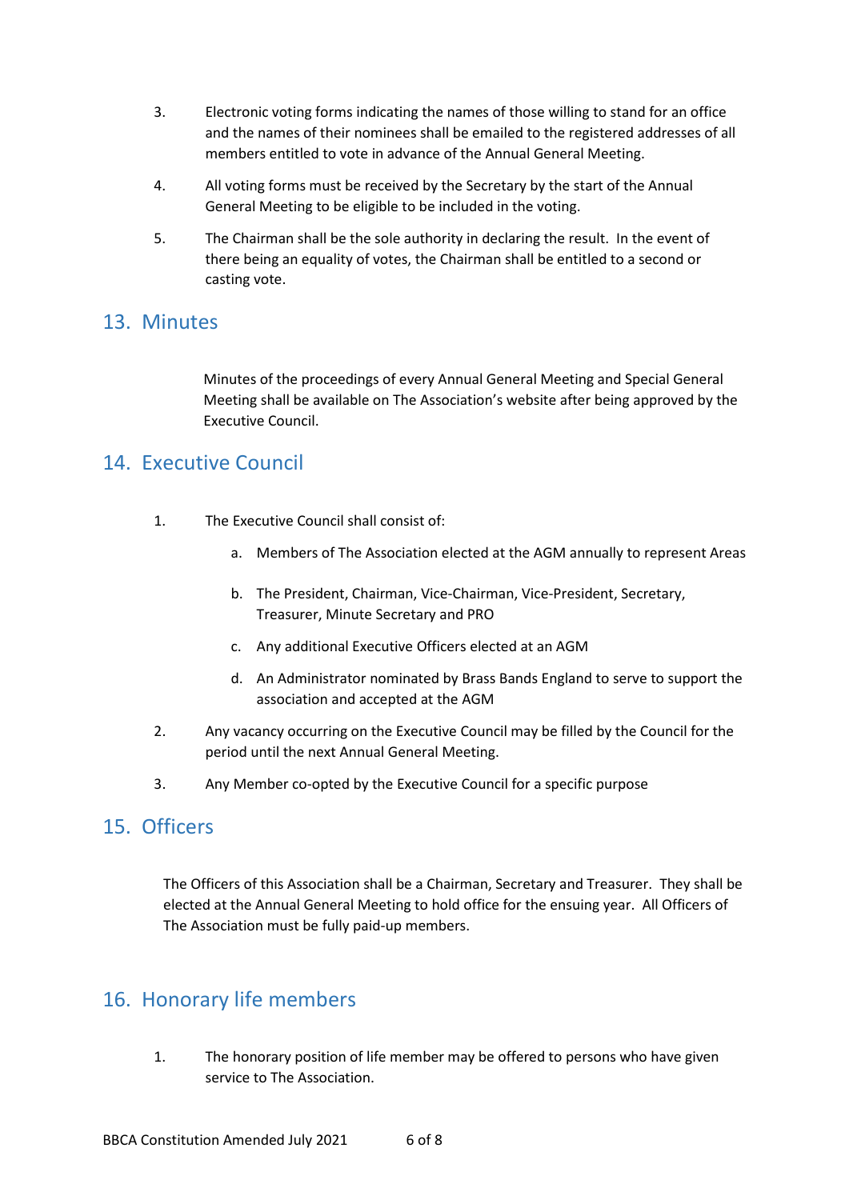3. Electronic voting forms indicating the names of those willing to stand for an office and the names of their nominees shall be emailed to the registered addresses of all members entitled to vote in advance of the Annual General Meeting.

4. All voting forms must be received by the Secretary by the start of the Annual General Meeting to be eligible to be included in the voting.

5. The Chairman shall be the sole authority in declaring the result. In the event of there being an equality of votes, the Chairman shall be entitled to a second or casting vote.

## 13. Minutes

Minutes of the proceedings of every Annual General Meeting and Special General Meeting shall be available on The Association's website after being approved by the Executive Council.

## 14. Executive Council

1. The Executive Council shall consist of:

    a. Members of The Association elected at the AGM annually to represent Areas

    b. The President, Chairman, Vice-Chairman, Vice-President, Secretary, Treasurer, Minute Secretary and PRO

    c. Any additional Executive Officers elected at an AGM

    d. An Administrator nominated by Brass Bands England to serve to support the association and accepted at the AGM

2. Any vacancy occurring on the Executive Council may be filled by the Council for the period until the next Annual General Meeting.

3. Any Member co-opted by the Executive Council for a specific purpose

## 15. Officers

The Officers of this Association shall be a Chairman, Secretary and Treasurer. They shall be elected at the Annual General Meeting to hold office for the ensuing year. All Officers of The Association must be fully paid-up members.

## 16. Honorary life members

1. The honorary position of life member may be offered to persons who have given service to The Association.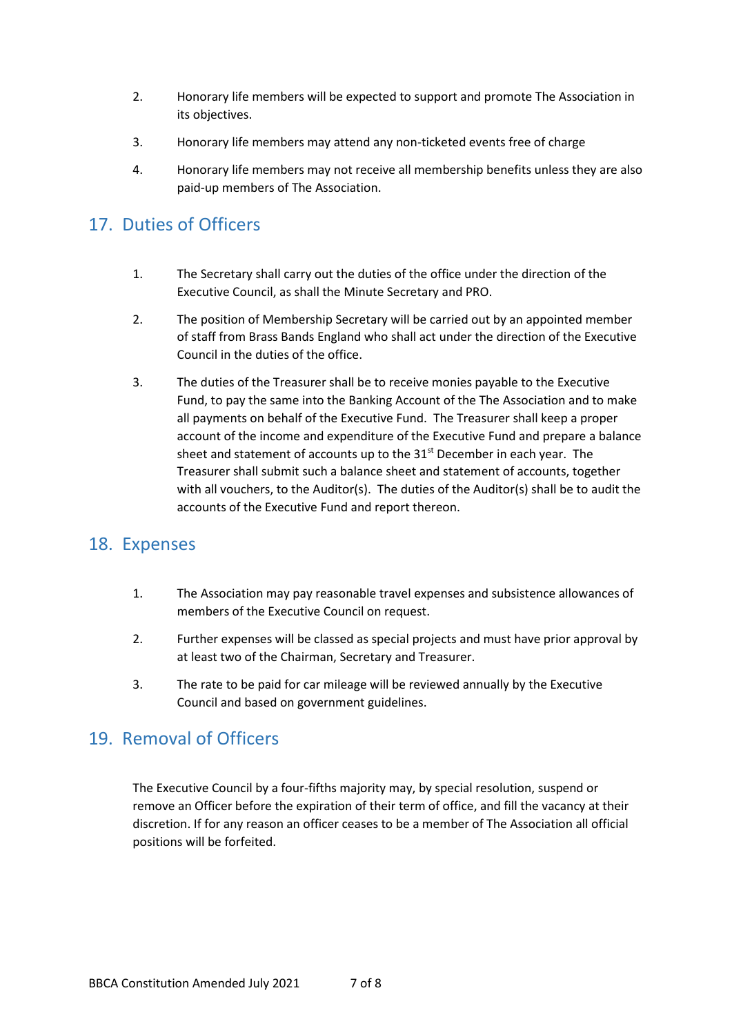2. Honorary life members will be expected to support and promote The Association in its objectives.

3. Honorary life members may attend any non-ticketed events free of charge

4. Honorary life members may not receive all membership benefits unless they are also paid-up members of The Association.

## 17. Duties of Officers

1. The Secretary shall carry out the duties of the office under the direction of the Executive Council, as shall the Minute Secretary and PRO.

2. The position of Membership Secretary will be carried out by an appointed member of staff from Brass Bands England who shall act under the direction of the Executive Council in the duties of the office.

3. The duties of the Treasurer shall be to receive monies payable to the Executive Fund, to pay the same into the Banking Account of the The Association and to make all payments on behalf of the Executive Fund. The Treasurer shall keep a proper account of the income and expenditure of the Executive Fund and prepare a balance sheet and statement of accounts up to the 31st December in each year. The Treasurer shall submit such a balance sheet and statement of accounts, together with all vouchers, to the Auditor(s). The duties of the Auditor(s) shall be to audit the accounts of the Executive Fund and report thereon.

## 18. Expenses

1. The Association may pay reasonable travel expenses and subsistence allowances of members of the Executive Council on request.

2. Further expenses will be classed as special projects and must have prior approval by at least two of the Chairman, Secretary and Treasurer.

3. The rate to be paid for car mileage will be reviewed annually by the Executive Council and based on government guidelines.

## 19. Removal of Officers

The Executive Council by a four-fifths majority may, by special resolution, suspend or remove an Officer before the expiration of their term of office, and fill the vacancy at their discretion. If for any reason an officer ceases to be a member of The Association all official positions will be forfeited.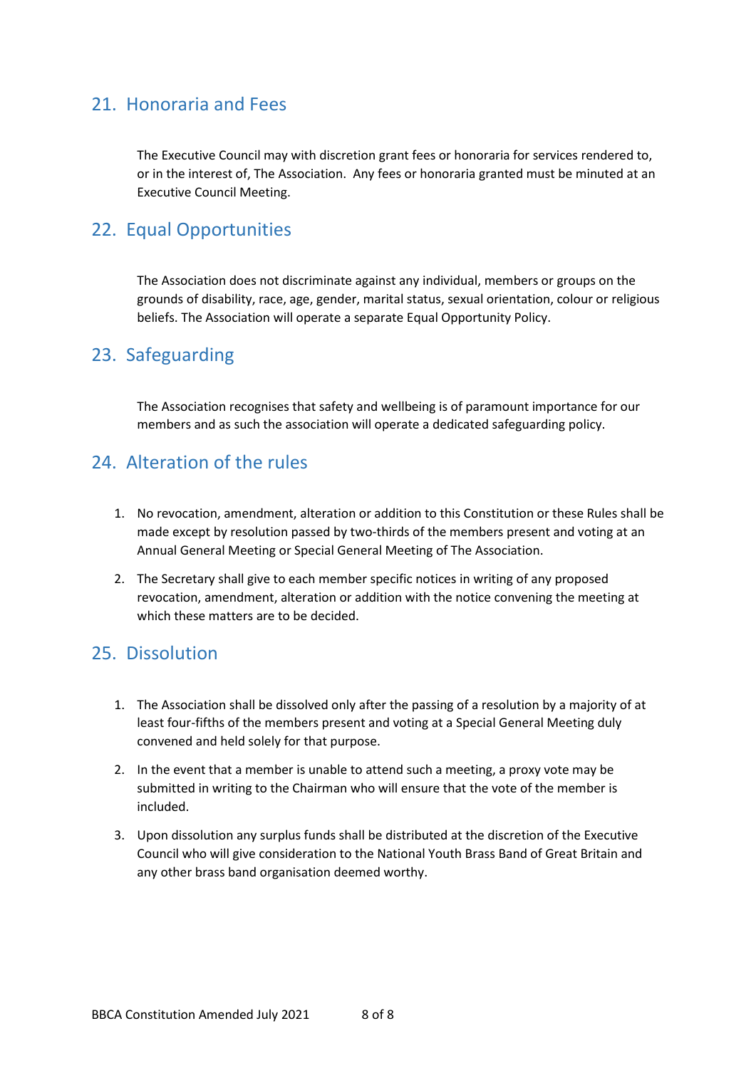## 21. Honoraria and Fees

The Executive Council may with discretion grant fees or honoraria for services rendered to, or in the interest of, The Association. Any fees or honoraria granted must be minuted at an Executive Council Meeting.

## 22. Equal Opportunities

The Association does not discriminate against any individual, members or groups on the grounds of disability, race, age, gender, marital status, sexual orientation, colour or religious beliefs. The Association will operate a separate Equal Opportunity Policy.

## 23. Safeguarding

The Association recognises that safety and wellbeing is of paramount importance for our members and as such the association will operate a dedicated safeguarding policy.

## 24. Alteration of the rules

1. No revocation, amendment, alteration or addition to this Constitution or these Rules shall be made except by resolution passed by two-thirds of the members present and voting at an Annual General Meeting or Special General Meeting of The Association.
2. The Secretary shall give to each member specific notices in writing of any proposed revocation, amendment, alteration or addition with the notice convening the meeting at which these matters are to be decided.

## 25. Dissolution

1. The Association shall be dissolved only after the passing of a resolution by a majority of at least four-fifths of the members present and voting at a Special General Meeting duly convened and held solely for that purpose.
2. In the event that a member is unable to attend such a meeting, a proxy vote may be submitted in writing to the Chairman who will ensure that the vote of the member is included.
3. Upon dissolution any surplus funds shall be distributed at the discretion of the Executive Council who will give consideration to the National Youth Brass Band of Great Britain and any other brass band organisation deemed worthy.